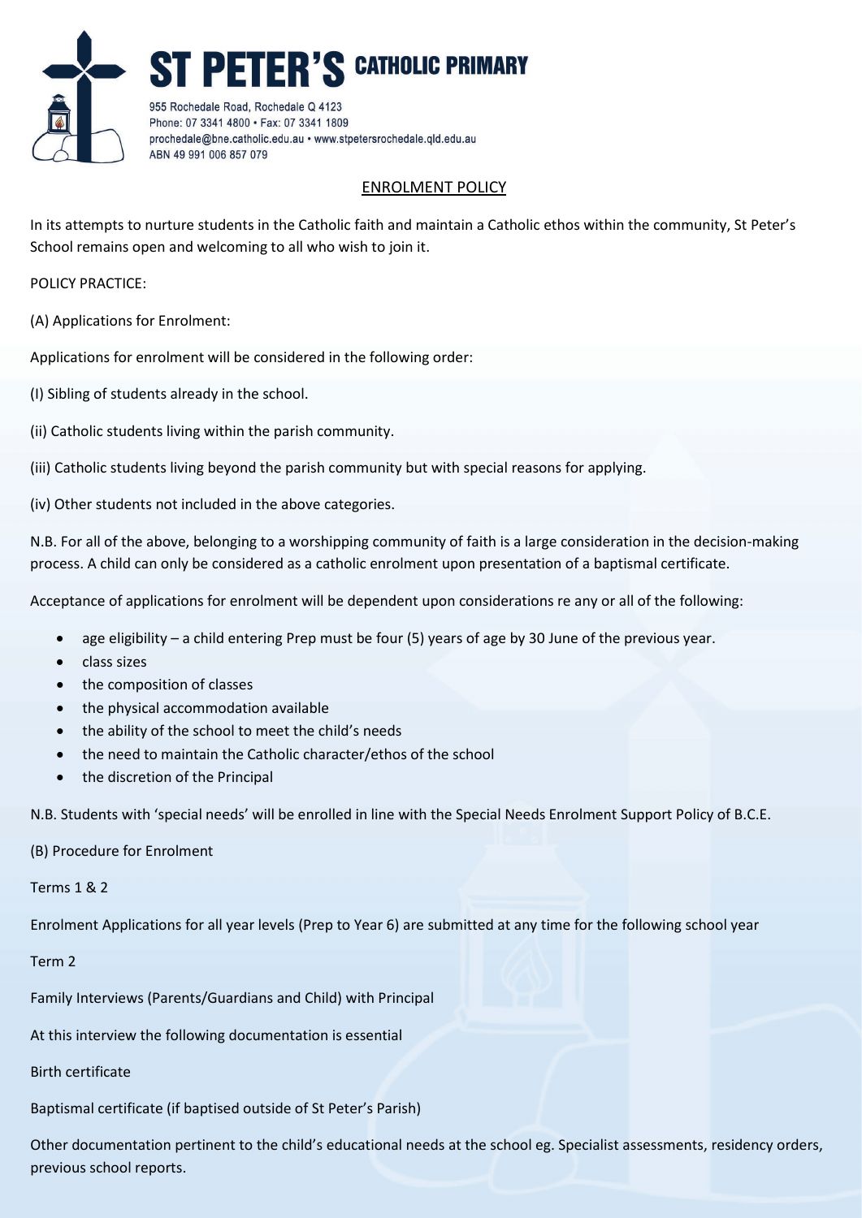# ST PETER'S CATHOLIC PRIMARY

955 Rochedale Road, Rochedale Q 4123
Phone: 07 3341 4800 • Fax: 07 3341 1809
prochedale@bne.catholic.edu.au • www.stpetersrochedale.qld.edu.au
ABN 49 991 006 857 079

## ENROLMENT POLICY

In its attempts to nurture students in the Catholic faith and maintain a Catholic ethos within the community, St Peter's School remains open and welcoming to all who wish to join it.

POLICY PRACTICE:

(A) Applications for Enrolment:

Applications for enrolment will be considered in the following order:

(I) Sibling of students already in the school.

(ii) Catholic students living within the parish community.

(iii) Catholic students living beyond the parish community but with special reasons for applying.

(iv) Other students not included in the above categories.

N.B. For all of the above, belonging to a worshipping community of faith is a large consideration in the decision-making process. A child can only be considered as a catholic enrolment upon presentation of a baptismal certificate.

Acceptance of applications for enrolment will be dependent upon considerations re any or all of the following:

- age eligibility – a child entering Prep must be four (5) years of age by 30 June of the previous year.
- class sizes
- the composition of classes
- the physical accommodation available
- the ability of the school to meet the child's needs
- the need to maintain the Catholic character/ethos of the school
- the discretion of the Principal

N.B. Students with 'special needs' will be enrolled in line with the Special Needs Enrolment Support Policy of B.C.E.

(B) Procedure for Enrolment

Terms 1 & 2

Enrolment Applications for all year levels (Prep to Year 6) are submitted at any time for the following school year

Term 2

Family Interviews (Parents/Guardians and Child) with Principal

At this interview the following documentation is essential

Birth certificate

Baptismal certificate (if baptised outside of St Peter's Parish)

Other documentation pertinent to the child's educational needs at the school eg. Specialist assessments, residency orders, previous school reports.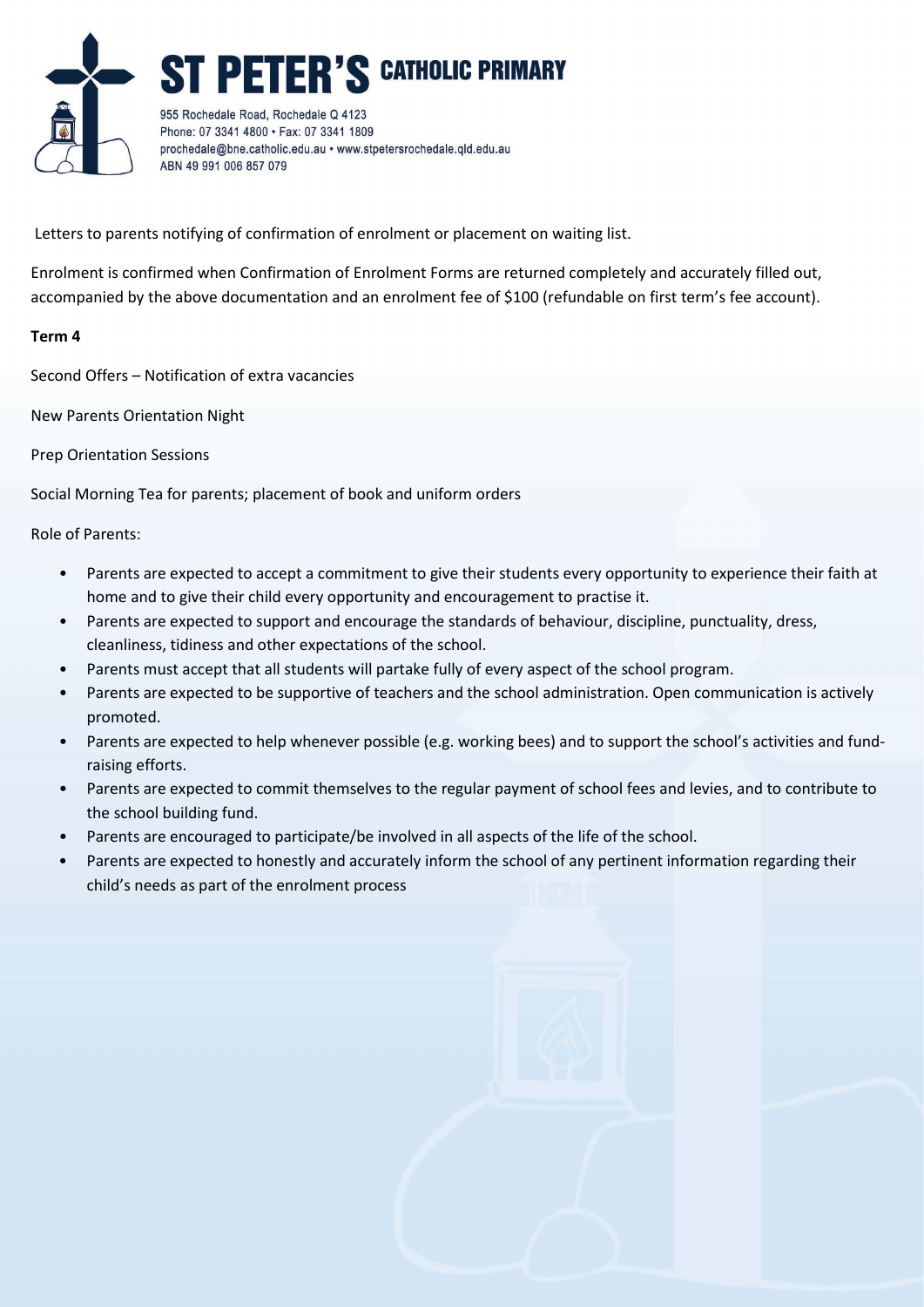Letters to parents notifying of confirmation of enrolment or placement on waiting list.

Enrolment is confirmed when Confirmation of Enrolment Forms are returned completely and accurately filled out, accompanied by the above documentation and an enrolment fee of $100 (refundable on first term's fee account).

**Term 4**

Second Offers – Notification of extra vacancies

New Parents Orientation Night

Prep Orientation Sessions

Social Morning Tea for parents; placement of book and uniform orders

Role of Parents:

- Parents are expected to accept a commitment to give their students every opportunity to experience their faith at home and to give their child every opportunity and encouragement to practise it.
- Parents are expected to support and encourage the standards of behaviour, discipline, punctuality, dress, cleanliness, tidiness and other expectations of the school.
- Parents must accept that all students will partake fully of every aspect of the school program.
- Parents are expected to be supportive of teachers and the school administration. Open communication is actively promoted.
- Parents are expected to help whenever possible (e.g. working bees) and to support the school's activities and fund-raising efforts.
- Parents are expected to commit themselves to the regular payment of school fees and levies, and to contribute to the school building fund.
- Parents are encouraged to participate/be involved in all aspects of the life of the school.
- Parents are expected to honestly and accurately inform the school of any pertinent information regarding their child's needs as part of the enrolment process